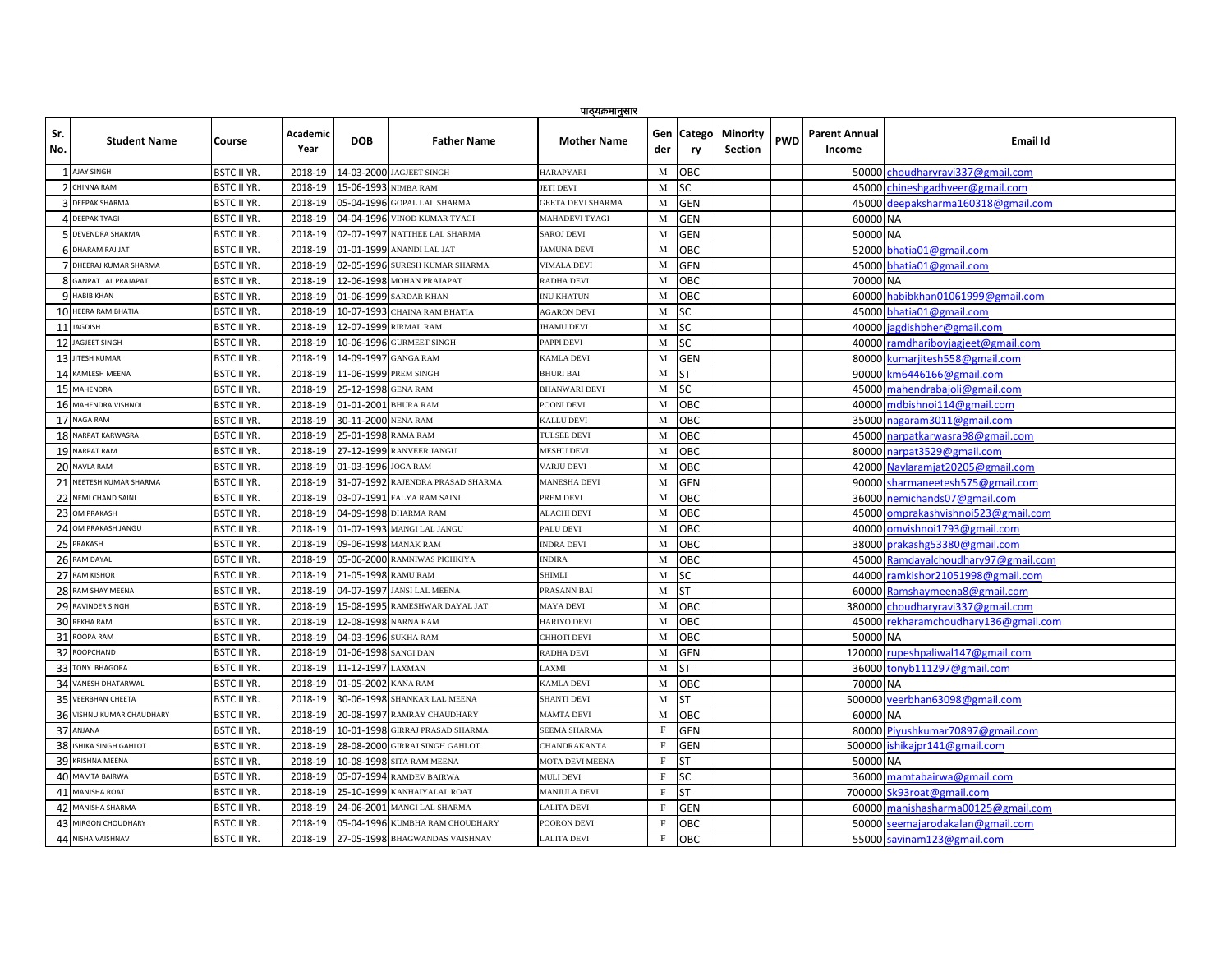पाठ्यक्रमानुसार

| Sr. No. | Student Name | Course | Academic Year | DOB | Father Name | Mother Name | Gender | Category | Minority Section | PWD | Parent Annual Income | Email Id |
|---|---|---|---|---|---|---|---|---|---|---|---|---|
| 1 | AJAY SINGH | BSTC II YR. | 2018-19 | 14-03-2000 | JAGJEET SINGH | HARAPYARI | M | OBC | | | 50000 | choudharyravi337@gmail.com |
| 2 | CHINNA RAM | BSTC II YR. | 2018-19 | 15-06-1993 | NIMBA RAM | JETI DEVI | M | SC | | | 45000 | chineshgadhveer@gmail.com |
| 3 | DEEPAK SHARMA | BSTC II YR. | 2018-19 | 05-04-1996 | GOPAL LAL SHARMA | GEETA DEVI SHARMA | M | GEN | | | 45000 | deepaksharma160318@gmail.com |
| 4 | DEEPAK TYAGI | BSTC II YR. | 2018-19 | 04-04-1996 | VINOD KUMAR TYAGI | MAHADEVI TYAGI | M | GEN | | | 60000 | NA |
| 5 | DEVENDRA SHARMA | BSTC II YR. | 2018-19 | 02-07-1997 | NATTHEE LAL SHARMA | SAROJ DEVI | M | GEN | | | 50000 | NA |
| 6 | DHARAM RAJ JAT | BSTC II YR. | 2018-19 | 01-01-1999 | ANANDI LAL JAT | JAMUNA DEVI | M | OBC | | | 52000 | bhatia01@gmail.com |
| 7 | DHEERAJ KUMAR SHARMA | BSTC II YR. | 2018-19 | 02-05-1996 | SURESH KUMAR SHARMA | VIMALA DEVI | M | GEN | | | 45000 | bhatia01@gmail.com |
| 8 | GANPAT LAL PRAJAPAT | BSTC II YR. | 2018-19 | 12-06-1998 | MOHAN PRAJAPAT | RADHA DEVI | M | OBC | | | 70000 | NA |
| 9 | HABIB KHAN | BSTC II YR. | 2018-19 | 01-06-1999 | SARDAR KHAN | INU KHATUN | M | OBC | | | 60000 | habibkhan01061999@gmail.com |
| 10 | HEERA RAM BHATIA | BSTC II YR. | 2018-19 | 10-07-1993 | CHAINA RAM BHATIA | AGARON DEVI | M | SC | | | 45000 | bhatia01@gmail.com |
| 11 | JAGDISH | BSTC II YR. | 2018-19 | 12-07-1999 | RIRMAL RAM | JHAMU DEVI | M | SC | | | 40000 | jagdishbher@gmail.com |
| 12 | JAGJEET SINGH | BSTC II YR. | 2018-19 | 10-06-1996 | GURMEET SINGH | PAPPI DEVI | M | SC | | | 40000 | ramdhariboyjagjeet@gmail.com |
| 13 | JITESH KUMAR | BSTC II YR. | 2018-19 | 14-09-1997 | GANGA RAM | KAMLA DEVI | M | GEN | | | 80000 | kumarjitesh558@gmail.com |
| 14 | KAMLESH MEENA | BSTC II YR. | 2018-19 | 11-06-1999 | PREM SINGH | BHURI BAI | M | ST | | | 90000 | km6446166@gmail.com |
| 15 | MAHENDRA | BSTC II YR. | 2018-19 | 25-12-1998 | GENA RAM | BHANWARI DEVI | M | SC | | | 45000 | mahendrabajoli@gmail.com |
| 16 | MAHENDRA VISHNOI | BSTC II YR. | 2018-19 | 01-01-2001 | BHURA RAM | POONI DEVI | M | OBC | | | 40000 | mdbishnoi114@gmail.com |
| 17 | NAGA RAM | BSTC II YR. | 2018-19 | 30-11-2000 | NENA RAM | KALLU DEVI | M | OBC | | | 35000 | nagaram3011@gmail.com |
| 18 | NARPAT KARWASRA | BSTC II YR. | 2018-19 | 25-01-1998 | RAMA RAM | TULSEE DEVI | M | OBC | | | 45000 | narpatkarwasra98@gmail.com |
| 19 | NARPAT RAM | BSTC II YR. | 2018-19 | 27-12-1999 | RANVEER JANGU | MESHU DEVI | M | OBC | | | 80000 | narpat3529@gmail.com |
| 20 | NAVLA RAM | BSTC II YR. | 2018-19 | 01-03-1996 | JOGA RAM | VARJU DEVI | M | OBC | | | 42000 | Navlaramjat20205@gmail.com |
| 21 | NEETESH KUMAR SHARMA | BSTC II YR. | 2018-19 | 31-07-1992 | RAJENDRA PRASAD SHARMA | MANESHA DEVI | M | GEN | | | 90000 | sharmaneetesh575@gmail.com |
| 22 | NEMI CHAND SAINI | BSTC II YR. | 2018-19 | 03-07-1991 | FALYA RAM SAINI | PREM DEVI | M | OBC | | | 36000 | nemichands07@gmail.com |
| 23 | OM PRAKASH | BSTC II YR. | 2018-19 | 04-09-1998 | DHARMA RAM | ALACHI DEVI | M | OBC | | | 45000 | omprakashvishnoi523@gmail.com |
| 24 | OM PRAKASH JANGU | BSTC II YR. | 2018-19 | 01-07-1993 | MANGI LAL JANGU | PALU DEVI | M | OBC | | | 40000 | omvishnoi1793@gmail.com |
| 25 | PRAKASH | BSTC II YR. | 2018-19 | 09-06-1998 | MANAK RAM | INDRA DEVI | M | OBC | | | 38000 | prakashg53380@gmail.com |
| 26 | RAM DAYAL | BSTC II YR. | 2018-19 | 05-06-2000 | RAMNIWAS PICHKIYA | INDIRA | M | OBC | | | 45000 | Ramdayalchoudhary97@gmail.com |
| 27 | RAM KISHOR | BSTC II YR. | 2018-19 | 21-05-1998 | RAMU RAM | SHIMLI | M | SC | | | 44000 | ramkishor21051998@gmail.com |
| 28 | RAM SHAY MEENA | BSTC II YR. | 2018-19 | 04-07-1997 | JANSI LAL MEENA | PRASANN BAI | M | ST | | | 60000 | Ramshaymeena8@gmail.com |
| 29 | RAVINDER SINGH | BSTC II YR. | 2018-19 | 15-08-1995 | RAMESHWAR DAYAL JAT | MAYA DEVI | M | OBC | | | 380000 | choudharyravi337@gmail.com |
| 30 | REKHA RAM | BSTC II YR. | 2018-19 | 12-08-1998 | NARNA RAM | HARIYO DEVI | M | OBC | | | 45000 | rekharamchoudhary136@gmail.com |
| 31 | ROOPA RAM | BSTC II YR. | 2018-19 | 04-03-1996 | SUKHA RAM | CHHOTI DEVI | M | OBC | | | 50000 | NA |
| 32 | ROOPCHAND | BSTC II YR. | 2018-19 | 01-06-1998 | SANGI DAN | RADHA DEVI | M | GEN | | | 120000 | rupeshpaliwal147@gmail.com |
| 33 | TONY BHAGORA | BSTC II YR. | 2018-19 | 11-12-1997 | LAXMAN | LAXMI | M | ST | | | 36000 | tonyb111297@gmail.com |
| 34 | VANESH DHATARWAL | BSTC II YR. | 2018-19 | 01-05-2002 | KANA RAM | KAMLA DEVI | M | OBC | | | 70000 | NA |
| 35 | VEERBHAN CHEETA | BSTC II YR. | 2018-19 | 30-06-1998 | SHANKAR LAL MEENA | SHANTI DEVI | M | ST | | | 500000 | veerbhan63098@gmail.com |
| 36 | VISHNU KUMAR CHAUDHARY | BSTC II YR. | 2018-19 | 20-08-1997 | RAMRAY CHAUDHARY | MAMTA DEVI | M | OBC | | | 60000 | NA |
| 37 | ANJANA | BSTC II YR. | 2018-19 | 10-01-1998 | GIRRAJ PRASAD SHARMA | SEEMA SHARMA | F | GEN | | | 80000 | Piyushkumar70897@gmail.com |
| 38 | ISHIKA SINGH GAHLOT | BSTC II YR. | 2018-19 | 28-08-2000 | GIRRAJ SINGH GAHLOT | CHANDRAKANTA | F | GEN | | | 500000 | ishikajpr141@gmail.com |
| 39 | KRISHNA MEENA | BSTC II YR. | 2018-19 | 10-08-1998 | SITA RAM MEENA | MOTA DEVI MEENA | F | ST | | | 50000 | NA |
| 40 | MAMTA BAIRWA | BSTC II YR. | 2018-19 | 05-07-1994 | RAMDEV BAIRWA | MULI DEVI | F | SC | | | 36000 | mamtabairwa@gmail.com |
| 41 | MANISHA ROAT | BSTC II YR. | 2018-19 | 25-10-1999 | KANHAIYALAL ROAT | MANJULA DEVI | F | ST | | | 700000 | Sk93roat@gmail.com |
| 42 | MANISHA SHARMA | BSTC II YR. | 2018-19 | 24-06-2001 | MANGI LAL SHARMA | LALITA DEVI | F | GEN | | | 60000 | manishasharma00125@gmail.com |
| 43 | MIRGON CHOUDHARY | BSTC II YR. | 2018-19 | 05-04-1996 | KUMBHA RAM CHOUDHARY | POORON DEVI | F | OBC | | | 50000 | seemajarodakalan@gmail.com |
| 44 | NISHA VAISHNAV | BSTC II YR. | 2018-19 | 27-05-1998 | BHAGWANDAS VAISHNAV | LALITA DEVI | F | OBC | | | 55000 | savinam123@gmail.com |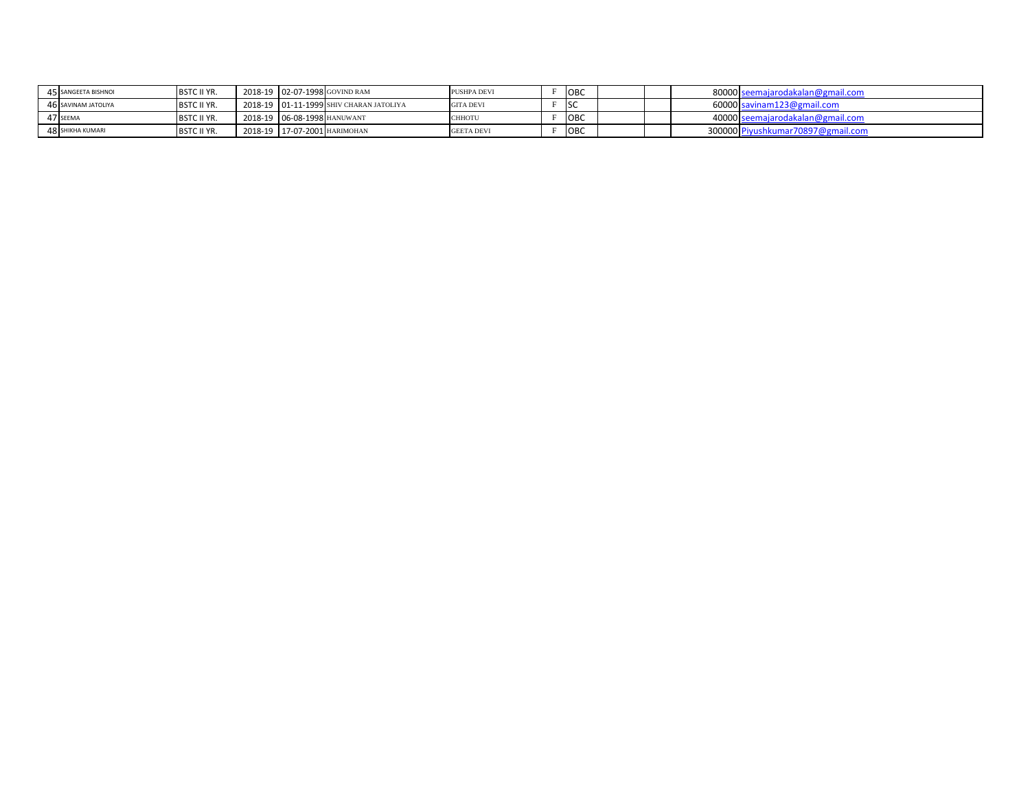| | | | | | | | | | | | | |
|---|---|---|---|---|---|---|---|---|---|---|---|---|
| 45 | SANGEETA BISHNOI | BSTC II YR. | 2018-19 | 02-07-1998 | GOVIND RAM | PUSHPA DEVI | F | OBC | | | 80000 | seemajarodakalan@gmail.com |
| 46 | SAVINAM JATOLIYA | BSTC II YR. | 2018-19 | 01-11-1999 | SHIV CHARAN JATOLIYA | GITA DEVI | F | SC | | | 60000 | savinam123@gmail.com |
| 47 | SEEMA | BSTC II YR. | 2018-19 | 06-08-1998 | HANUWANT | CHHOTU | F | OBC | | | 40000 | seemajarodakalan@gmail.com |
| 48 | SHIKHA KUMARI | BSTC II YR. | 2018-19 | 17-07-2001 | HARIMOHAN | GEETA DEVI | F | OBC | | | 300000 | Piyushkumar70897@gmail.com |